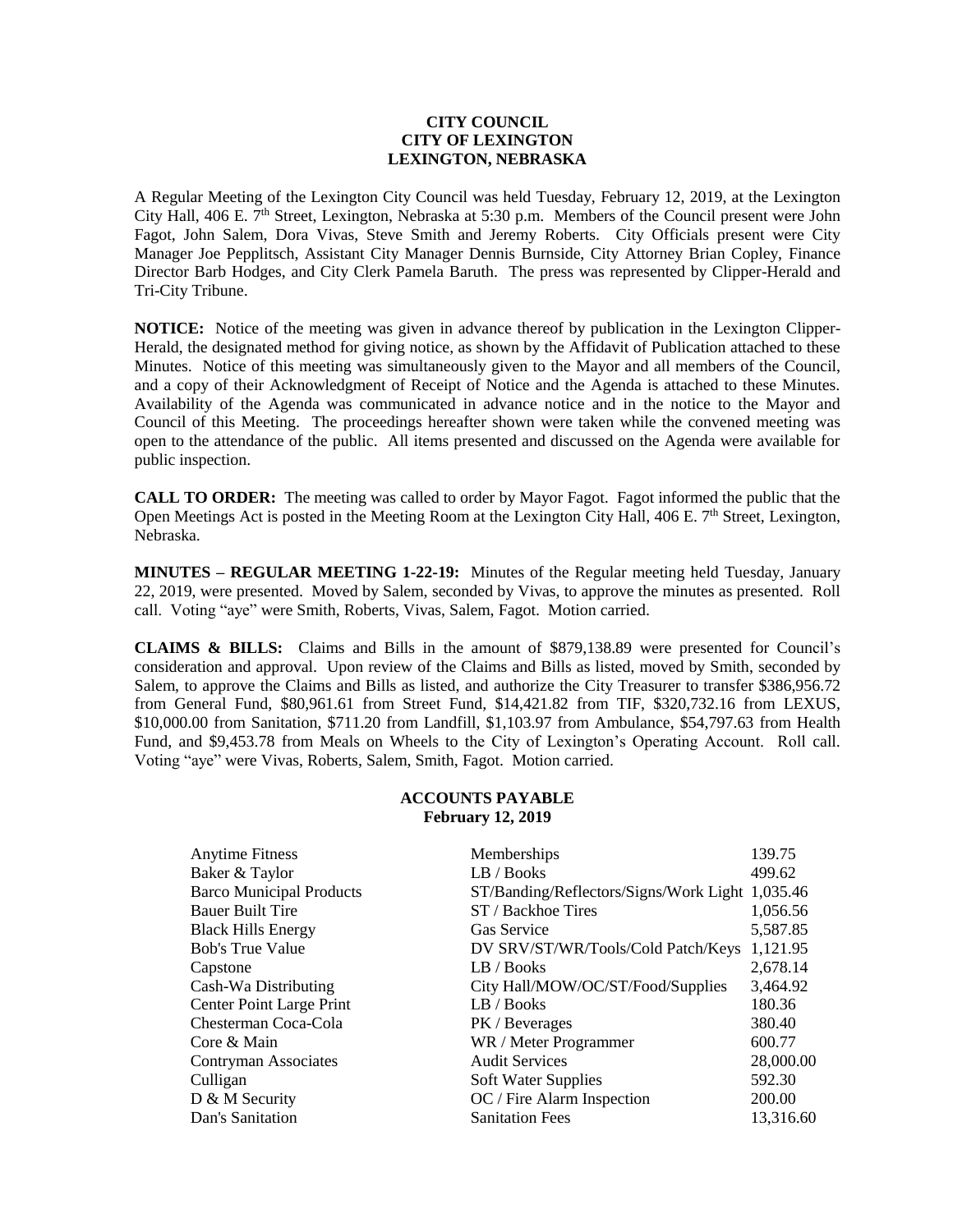**CITY COUNCIL**
**CITY OF LEXINGTON**
**LEXINGTON, NEBRASKA**

A Regular Meeting of the Lexington City Council was held Tuesday, February 12, 2019, at the Lexington City Hall, 406 E. 7th Street, Lexington, Nebraska at 5:30 p.m. Members of the Council present were John Fagot, John Salem, Dora Vivas, Steve Smith and Jeremy Roberts. City Officials present were City Manager Joe Pepplitsch, Assistant City Manager Dennis Burnside, City Attorney Brian Copley, Finance Director Barb Hodges, and City Clerk Pamela Baruth. The press was represented by Clipper-Herald and Tri-City Tribune.

**NOTICE:** Notice of the meeting was given in advance thereof by publication in the Lexington Clipper-Herald, the designated method for giving notice, as shown by the Affidavit of Publication attached to these Minutes. Notice of this meeting was simultaneously given to the Mayor and all members of the Council, and a copy of their Acknowledgment of Receipt of Notice and the Agenda is attached to these Minutes. Availability of the Agenda was communicated in advance notice and in the notice to the Mayor and Council of this Meeting. The proceedings hereafter shown were taken while the convened meeting was open to the attendance of the public. All items presented and discussed on the Agenda were available for public inspection.

**CALL TO ORDER:** The meeting was called to order by Mayor Fagot. Fagot informed the public that the Open Meetings Act is posted in the Meeting Room at the Lexington City Hall, 406 E. 7th Street, Lexington, Nebraska.

**MINUTES – REGULAR MEETING 1-22-19:** Minutes of the Regular meeting held Tuesday, January 22, 2019, were presented. Moved by Salem, seconded by Vivas, to approve the minutes as presented. Roll call. Voting "aye" were Smith, Roberts, Vivas, Salem, Fagot. Motion carried.

**CLAIMS & BILLS:** Claims and Bills in the amount of $879,138.89 were presented for Council's consideration and approval. Upon review of the Claims and Bills as listed, moved by Smith, seconded by Salem, to approve the Claims and Bills as listed, and authorize the City Treasurer to transfer $386,956.72 from General Fund, $80,961.61 from Street Fund, $14,421.82 from TIF, $320,732.16 from LEXUS, $10,000.00 from Sanitation, $711.20 from Landfill, $1,103.97 from Ambulance, $54,797.63 from Health Fund, and $9,453.78 from Meals on Wheels to the City of Lexington's Operating Account. Roll call. Voting "aye" were Vivas, Roberts, Salem, Smith, Fagot. Motion carried.

**ACCOUNTS PAYABLE**
**February 12, 2019**

| | | |
|---|---|---|
| Anytime Fitness | Memberships | 139.75 |
| Baker & Taylor | LB / Books | 499.62 |
| Barco Municipal Products | ST/Banding/Reflectors/Signs/Work Light | 1,035.46 |
| Bauer Built Tire | ST / Backhoe Tires | 1,056.56 |
| Black Hills Energy | Gas Service | 5,587.85 |
| Bob's True Value | DV SRV/ST/WR/Tools/Cold Patch/Keys | 1,121.95 |
| Capstone | LB / Books | 2,678.14 |
| Cash-Wa Distributing | City Hall/MOW/OC/ST/Food/Supplies | 3,464.92 |
| Center Point Large Print | LB / Books | 180.36 |
| Chesterman Coca-Cola | PK / Beverages | 380.40 |
| Core & Main | WR / Meter Programmer | 600.77 |
| Contryman Associates | Audit Services | 28,000.00 |
| Culligan | Soft Water Supplies | 592.30 |
| D & M Security | OC / Fire Alarm Inspection | 200.00 |
| Dan's Sanitation | Sanitation Fees | 13,316.60 |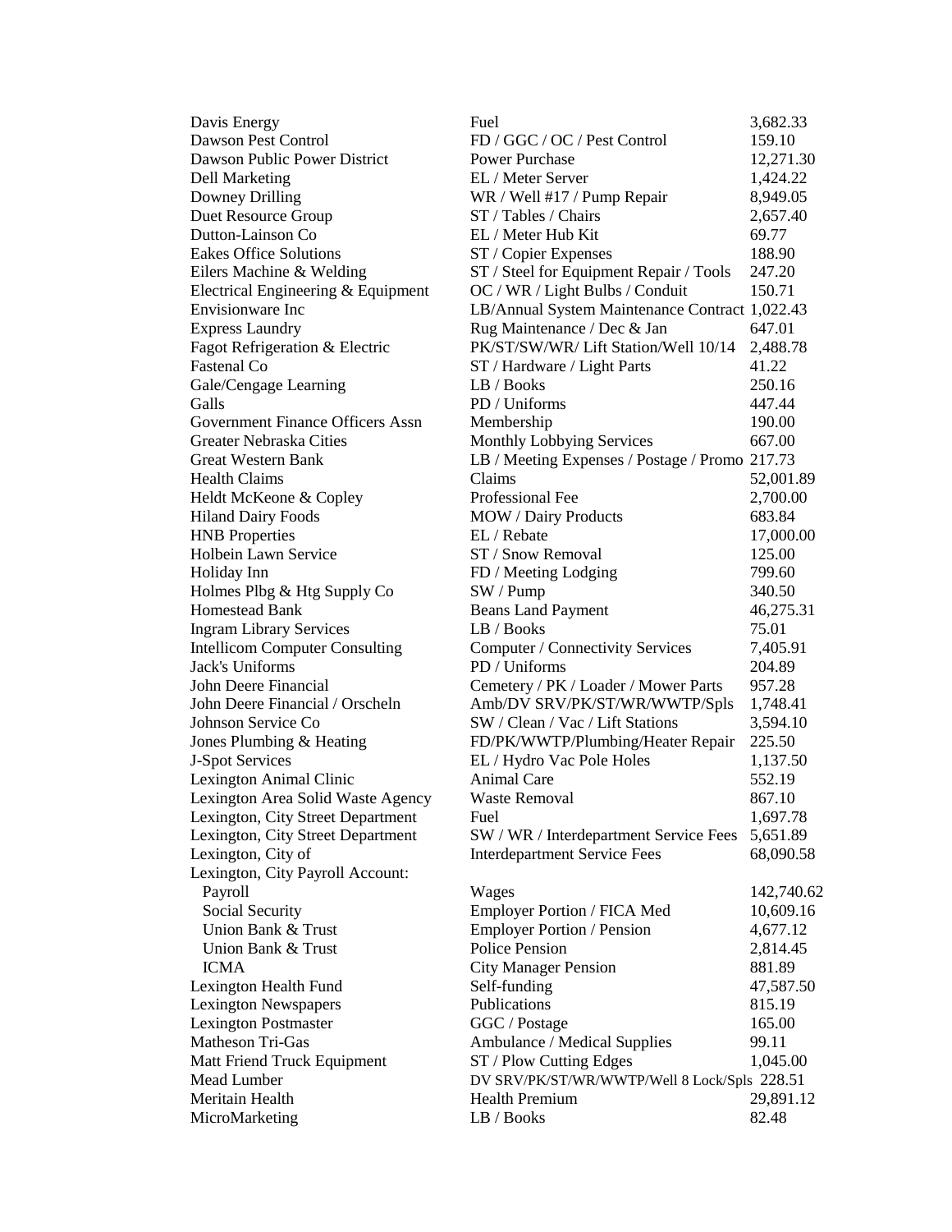| | | |
|---|---|---|
| Davis Energy | Fuel | 3,682.33 |
| Dawson Pest Control | FD / GGC / OC / Pest Control | 159.10 |
| Dawson Public Power District | Power Purchase | 12,271.30 |
| Dell Marketing | EL / Meter Server | 1,424.22 |
| Downey Drilling | WR / Well #17 / Pump Repair | 8,949.05 |
| Duet Resource Group | ST / Tables / Chairs | 2,657.40 |
| Dutton-Lainson Co | EL / Meter Hub Kit | 69.77 |
| Eakes Office Solutions | ST / Copier Expenses | 188.90 |
| Eilers Machine & Welding | ST / Steel for Equipment Repair / Tools | 247.20 |
| Electrical Engineering & Equipment | OC / WR / Light Bulbs / Conduit | 150.71 |
| Envisionware Inc | LB/Annual System Maintenance Contract | 1,022.43 |
| Express Laundry | Rug Maintenance / Dec & Jan | 647.01 |
| Fagot Refrigeration & Electric | PK/ST/SW/WR/ Lift Station/Well 10/14 | 2,488.78 |
| Fastenal Co | ST / Hardware / Light Parts | 41.22 |
| Gale/Cengage Learning | LB / Books | 250.16 |
| Galls | PD / Uniforms | 447.44 |
| Government Finance Officers Assn | Membership | 190.00 |
| Greater Nebraska Cities | Monthly Lobbying Services | 667.00 |
| Great Western Bank | LB / Meeting Expenses / Postage / Promo | 217.73 |
| Health Claims | Claims | 52,001.89 |
| Heldt McKeone & Copley | Professional Fee | 2,700.00 |
| Hiland Dairy Foods | MOW / Dairy Products | 683.84 |
| HNB Properties | EL / Rebate | 17,000.00 |
| Holbein Lawn Service | ST / Snow Removal | 125.00 |
| Holiday Inn | FD / Meeting Lodging | 799.60 |
| Holmes Plbg & Htg Supply Co | SW / Pump | 340.50 |
| Homestead Bank | Beans Land Payment | 46,275.31 |
| Ingram Library Services | LB / Books | 75.01 |
| Intellicom Computer Consulting | Computer / Connectivity Services | 7,405.91 |
| Jack's Uniforms | PD / Uniforms | 204.89 |
| John Deere Financial | Cemetery / PK / Loader / Mower Parts | 957.28 |
| John Deere Financial / Orscheln | Amb/DV SRV/PK/ST/WR/WWTP/Spls | 1,748.41 |
| Johnson Service Co | SW / Clean / Vac / Lift Stations | 3,594.10 |
| Jones Plumbing & Heating | FD/PK/WWTP/Plumbing/Heater Repair | 225.50 |
| J-Spot Services | EL / Hydro Vac Pole Holes | 1,137.50 |
| Lexington Animal Clinic | Animal Care | 552.19 |
| Lexington Area Solid Waste Agency | Waste Removal | 867.10 |
| Lexington, City Street Department | Fuel | 1,697.78 |
| Lexington, City Street Department | SW / WR / Interdepartment Service Fees | 5,651.89 |
| Lexington, City of | Interdepartment Service Fees | 68,090.58 |
| Lexington, City Payroll Account: | | |
| Payroll | Wages | 142,740.62 |
| Social Security | Employer Portion / FICA Med | 10,609.16 |
| Union Bank & Trust | Employer Portion / Pension | 4,677.12 |
| Union Bank & Trust | Police Pension | 2,814.45 |
| ICMA | City Manager Pension | 881.89 |
| Lexington Health Fund | Self-funding | 47,587.50 |
| Lexington Newspapers | Publications | 815.19 |
| Lexington Postmaster | GGC / Postage | 165.00 |
| Matheson Tri-Gas | Ambulance / Medical Supplies | 99.11 |
| Matt Friend Truck Equipment | ST / Plow Cutting Edges | 1,045.00 |
| Mead Lumber | DV SRV/PK/ST/WR/WWTP/Well 8 Lock/Spls | 228.51 |
| Meritain Health | Health Premium | 29,891.12 |
| MicroMarketing | LB / Books | 82.48 |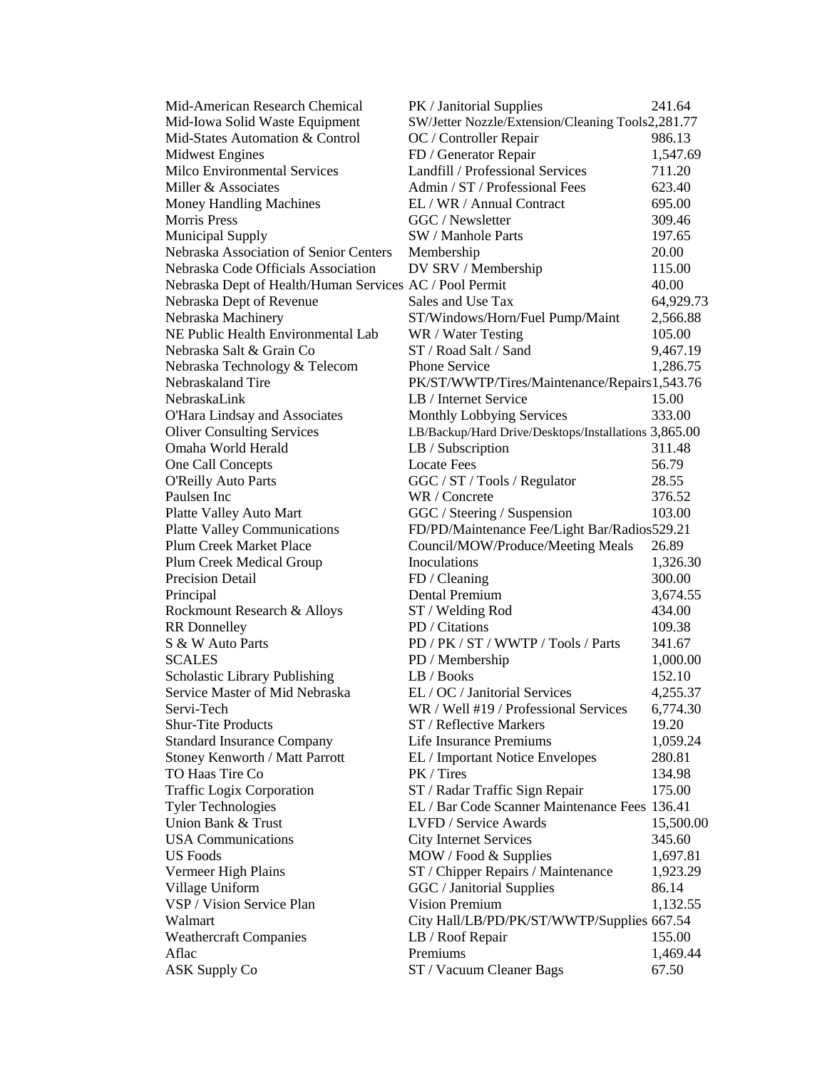| | | |
|---|---|---|
| Mid-American Research Chemical | PK / Janitorial Supplies | 241.64 |
| Mid-Iowa Solid Waste Equipment | SW/Jetter Nozzle/Extension/Cleaning Tools | 2,281.77 |
| Mid-States Automation & Control | OC / Controller Repair | 986.13 |
| Midwest Engines | FD / Generator Repair | 1,547.69 |
| Milco Environmental Services | Landfill / Professional Services | 711.20 |
| Miller & Associates | Admin / ST / Professional Fees | 623.40 |
| Money Handling Machines | EL / WR / Annual Contract | 695.00 |
| Morris Press | GGC / Newsletter | 309.46 |
| Municipal Supply | SW / Manhole Parts | 197.65 |
| Nebraska Association of Senior Centers | Membership | 20.00 |
| Nebraska Code Officials Association | DV SRV / Membership | 115.00 |
| Nebraska Dept of Health/Human Services | AC / Pool Permit | 40.00 |
| Nebraska Dept of Revenue | Sales and Use Tax | 64,929.73 |
| Nebraska Machinery | ST/Windows/Horn/Fuel Pump/Maint | 2,566.88 |
| NE Public Health Environmental Lab | WR / Water Testing | 105.00 |
| Nebraska Salt & Grain Co | ST / Road Salt / Sand | 9,467.19 |
| Nebraska Technology & Telecom | Phone Service | 1,286.75 |
| Nebraskaland Tire | PK/ST/WWTP/Tires/Maintenance/Repairs | 1,543.76 |
| NebraskaLink | LB / Internet Service | 15.00 |
| O'Hara Lindsay and Associates | Monthly Lobbying Services | 333.00 |
| Oliver Consulting Services | LB/Backup/Hard Drive/Desktops/Installations | 3,865.00 |
| Omaha World Herald | LB / Subscription | 311.48 |
| One Call Concepts | Locate Fees | 56.79 |
| O'Reilly Auto Parts | GGC / ST / Tools / Regulator | 28.55 |
| Paulsen Inc | WR / Concrete | 376.52 |
| Platte Valley Auto Mart | GGC / Steering / Suspension | 103.00 |
| Platte Valley Communications | FD/PD/Maintenance Fee/Light Bar/Radios | 529.21 |
| Plum Creek Market Place | Council/MOW/Produce/Meeting Meals | 26.89 |
| Plum Creek Medical Group | Inoculations | 1,326.30 |
| Precision Detail | FD / Cleaning | 300.00 |
| Principal | Dental Premium | 3,674.55 |
| Rockmount Research & Alloys | ST / Welding Rod | 434.00 |
| RR Donnelley | PD / Citations | 109.38 |
| S & W Auto Parts | PD / PK / ST / WWTP / Tools / Parts | 341.67 |
| SCALES | PD / Membership | 1,000.00 |
| Scholastic Library Publishing | LB / Books | 152.10 |
| Service Master of Mid Nebraska | EL / OC / Janitorial Services | 4,255.37 |
| Servi-Tech | WR / Well #19 / Professional Services | 6,774.30 |
| Shur-Tite Products | ST / Reflective Markers | 19.20 |
| Standard Insurance Company | Life Insurance Premiums | 1,059.24 |
| Stoney Kenworth / Matt Parrott | EL / Important Notice Envelopes | 280.81 |
| TO Haas Tire Co | PK / Tires | 134.98 |
| Traffic Logix Corporation | ST / Radar Traffic Sign Repair | 175.00 |
| Tyler Technologies | EL / Bar Code Scanner Maintenance Fees | 136.41 |
| Union Bank & Trust | LVFD / Service Awards | 15,500.00 |
| USA Communications | City Internet Services | 345.60 |
| US Foods | MOW / Food & Supplies | 1,697.81 |
| Vermeer High Plains | ST / Chipper Repairs / Maintenance | 1,923.29 |
| Village Uniform | GGC / Janitorial Supplies | 86.14 |
| VSP / Vision Service Plan | Vision Premium | 1,132.55 |
| Walmart | City Hall/LB/PD/PK/ST/WWTP/Supplies | 667.54 |
| Weathercraft Companies | LB / Roof Repair | 155.00 |
| Aflac | Premiums | 1,469.44 |
| ASK Supply Co | ST / Vacuum Cleaner Bags | 67.50 |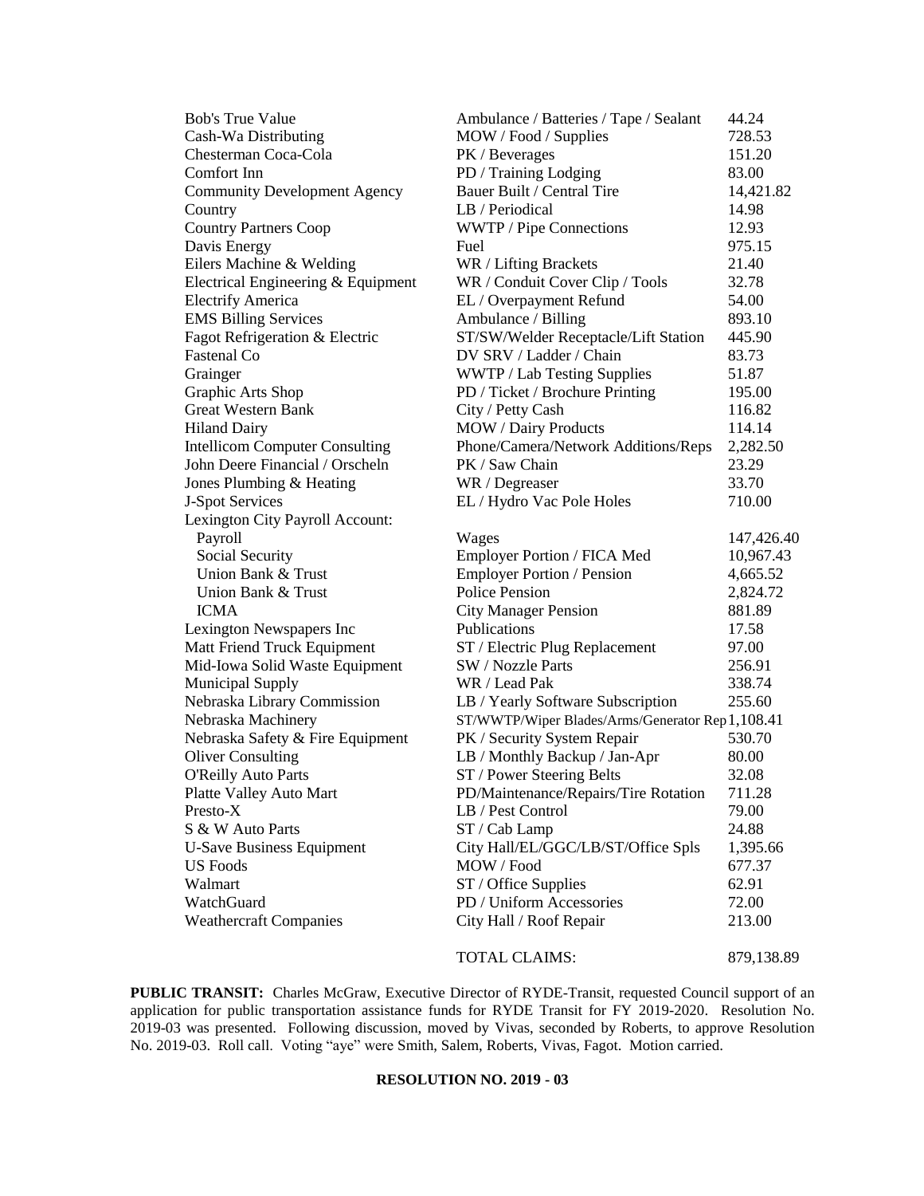| | | |
|---|---|---|
| Bob's True Value | Ambulance / Batteries / Tape / Sealant | 44.24 |
| Cash-Wa Distributing | MOW / Food / Supplies | 728.53 |
| Chesterman Coca-Cola | PK / Beverages | 151.20 |
| Comfort Inn | PD / Training Lodging | 83.00 |
| Community Development Agency | Bauer Built / Central Tire | 14,421.82 |
| Country | LB / Periodical | 14.98 |
| Country Partners Coop | WWTP / Pipe Connections | 12.93 |
| Davis Energy | Fuel | 975.15 |
| Eilers Machine & Welding | WR / Lifting Brackets | 21.40 |
| Electrical Engineering & Equipment | WR / Conduit Cover Clip / Tools | 32.78 |
| Electrify America | EL / Overpayment Refund | 54.00 |
| EMS Billing Services | Ambulance / Billing | 893.10 |
| Fagot Refrigeration & Electric | ST/SW/Welder Receptacle/Lift Station | 445.90 |
| Fastenal Co | DV SRV / Ladder / Chain | 83.73 |
| Grainger | WWTP / Lab Testing Supplies | 51.87 |
| Graphic Arts Shop | PD / Ticket / Brochure Printing | 195.00 |
| Great Western Bank | City / Petty Cash | 116.82 |
| Hiland Dairy | MOW / Dairy Products | 114.14 |
| Intellicom Computer Consulting | Phone/Camera/Network Additions/Reps | 2,282.50 |
| John Deere Financial / Orscheln | PK / Saw Chain | 23.29 |
| Jones Plumbing & Heating | WR / Degreaser | 33.70 |
| J-Spot Services | EL / Hydro Vac Pole Holes | 710.00 |
| Lexington City Payroll Account: | | |
| Payroll | Wages | 147,426.40 |
| Social Security | Employer Portion / FICA Med | 10,967.43 |
| Union Bank & Trust | Employer Portion / Pension | 4,665.52 |
| Union Bank & Trust | Police Pension | 2,824.72 |
| ICMA | City Manager Pension | 881.89 |
| Lexington Newspapers Inc | Publications | 17.58 |
| Matt Friend Truck Equipment | ST / Electric Plug Replacement | 97.00 |
| Mid-Iowa Solid Waste Equipment | SW / Nozzle Parts | 256.91 |
| Municipal Supply | WR / Lead Pak | 338.74 |
| Nebraska Library Commission | LB / Yearly Software Subscription | 255.60 |
| Nebraska Machinery | ST/WWTP/Wiper Blades/Arms/Generator Rep | 1,108.41 |
| Nebraska Safety & Fire Equipment | PK / Security System Repair | 530.70 |
| Oliver Consulting | LB / Monthly Backup / Jan-Apr | 80.00 |
| O'Reilly Auto Parts | ST / Power Steering Belts | 32.08 |
| Platte Valley Auto Mart | PD/Maintenance/Repairs/Tire Rotation | 711.28 |
| Presto-X | LB / Pest Control | 79.00 |
| S & W Auto Parts | ST / Cab Lamp | 24.88 |
| U-Save Business Equipment | City Hall/EL/GGC/LB/ST/Office Spls | 1,395.66 |
| US Foods | MOW / Food | 677.37 |
| Walmart | ST / Office Supplies | 62.91 |
| WatchGuard | PD / Uniform Accessories | 72.00 |
| Weathercraft Companies | City Hall / Roof Repair | 213.00 |
| | TOTAL CLAIMS: | 879,138.89 |

**PUBLIC TRANSIT:** Charles McGraw, Executive Director of RYDE-Transit, requested Council support of an application for public transportation assistance funds for RYDE Transit for FY 2019-2020. Resolution No. 2019-03 was presented. Following discussion, moved by Vivas, seconded by Roberts, to approve Resolution No. 2019-03. Roll call. Voting "aye" were Smith, Salem, Roberts, Vivas, Fagot. Motion carried.

**RESOLUTION NO. 2019 - 03**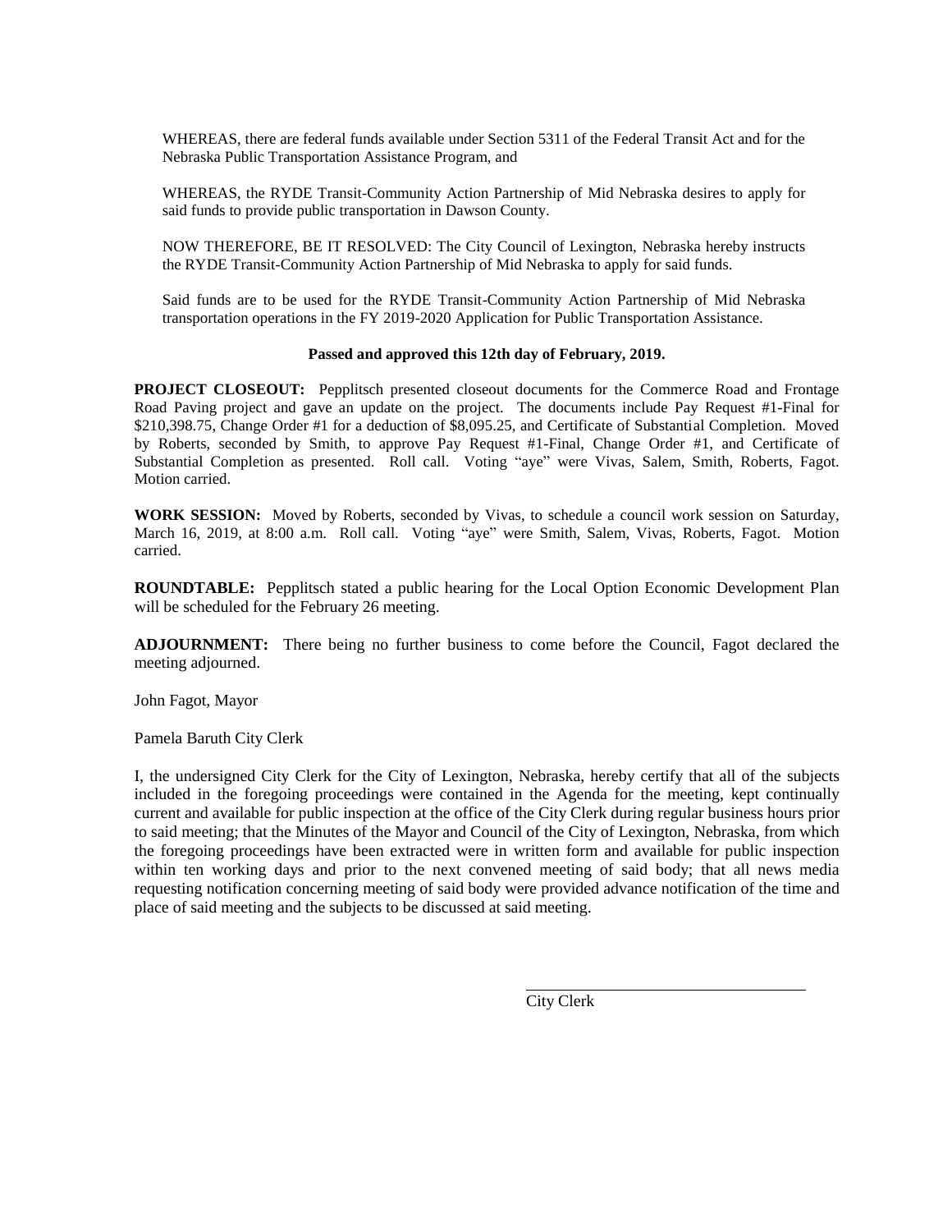WHEREAS, there are federal funds available under Section 5311 of the Federal Transit Act and for the Nebraska Public Transportation Assistance Program, and

WHEREAS, the RYDE Transit-Community Action Partnership of Mid Nebraska desires to apply for said funds to provide public transportation in Dawson County.

NOW THEREFORE, BE IT RESOLVED: The City Council of Lexington, Nebraska hereby instructs the RYDE Transit-Community Action Partnership of Mid Nebraska to apply for said funds.

Said funds are to be used for the RYDE Transit-Community Action Partnership of Mid Nebraska transportation operations in the FY 2019-2020 Application for Public Transportation Assistance.

**Passed and approved this 12th day of February, 2019.**

**PROJECT CLOSEOUT:** Pepplitsch presented closeout documents for the Commerce Road and Frontage Road Paving project and gave an update on the project. The documents include Pay Request #1-Final for $210,398.75, Change Order #1 for a deduction of $8,095.25, and Certificate of Substantial Completion. Moved by Roberts, seconded by Smith, to approve Pay Request #1-Final, Change Order #1, and Certificate of Substantial Completion as presented. Roll call. Voting "aye" were Vivas, Salem, Smith, Roberts, Fagot. Motion carried.

**WORK SESSION:** Moved by Roberts, seconded by Vivas, to schedule a council work session on Saturday, March 16, 2019, at 8:00 a.m. Roll call. Voting "aye" were Smith, Salem, Vivas, Roberts, Fagot. Motion carried.

**ROUNDTABLE:** Pepplitsch stated a public hearing for the Local Option Economic Development Plan will be scheduled for the February 26 meeting.

**ADJOURNMENT:** There being no further business to come before the Council, Fagot declared the meeting adjourned.

John Fagot, Mayor

Pamela Baruth City Clerk

I, the undersigned City Clerk for the City of Lexington, Nebraska, hereby certify that all of the subjects included in the foregoing proceedings were contained in the Agenda for the meeting, kept continually current and available for public inspection at the office of the City Clerk during regular business hours prior to said meeting; that the Minutes of the Mayor and Council of the City of Lexington, Nebraska, from which the foregoing proceedings have been extracted were in written form and available for public inspection within ten working days and prior to the next convened meeting of said body; that all news media requesting notification concerning meeting of said body were provided advance notification of the time and place of said meeting and the subjects to be discussed at said meeting.

City Clerk